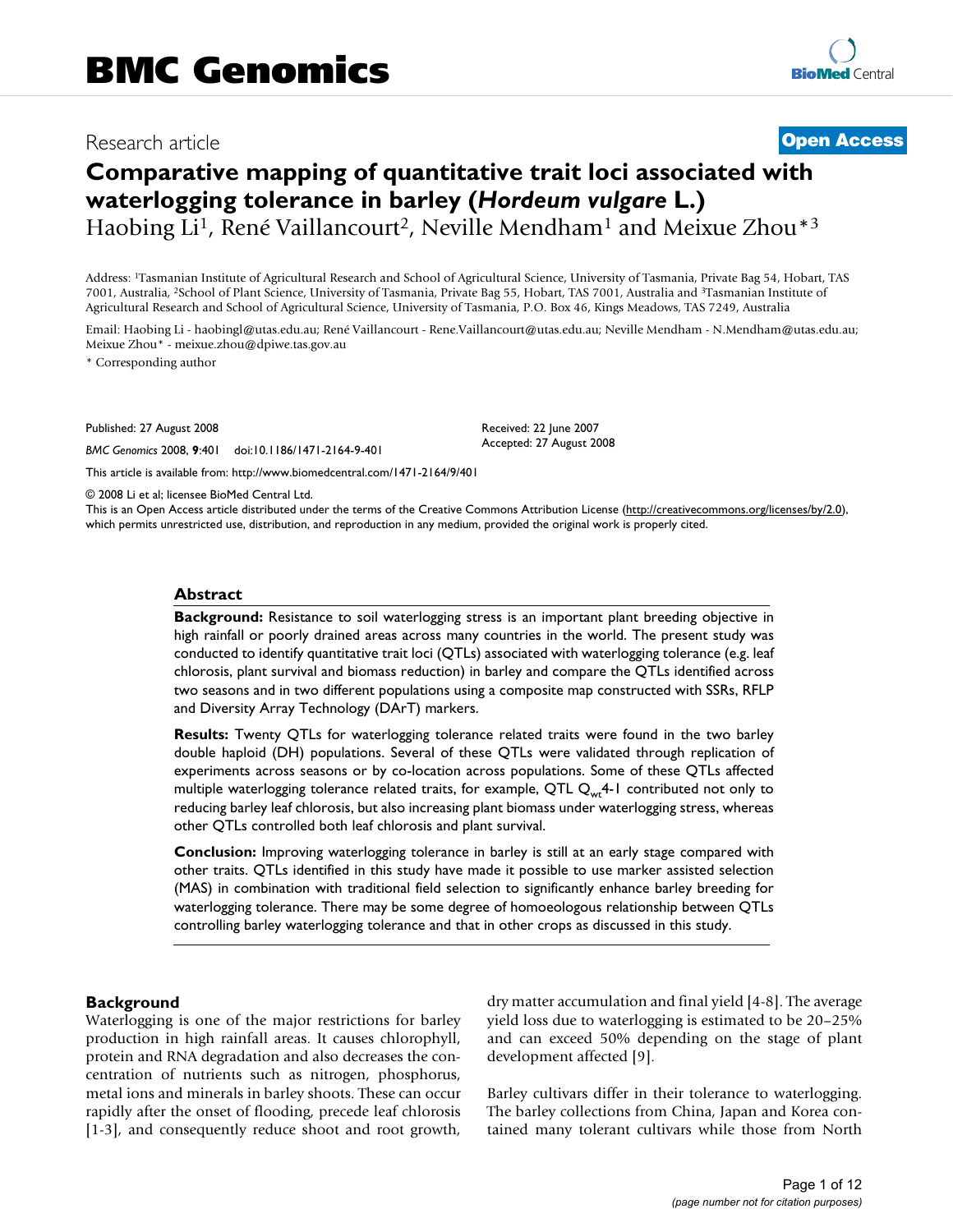# BMC Genomics

Research article

**Open Access**

# Comparative mapping of quantitative trait loci associated with waterlogging tolerance in barley (*Hordeum vulgare* L.)

Haobing Li[1], René Vaillancourt[2], Neville Mendham[1] and Meixue Zhou*[3]

Address: [1]Tasmanian Institute of Agricultural Research and School of Agricultural Science, University of Tasmania, Private Bag 54, Hobart, TAS 7001, Australia, [2]School of Plant Science, University of Tasmania, Private Bag 55, Hobart, TAS 7001, Australia and [3]Tasmanian Institute of Agricultural Research and School of Agricultural Science, University of Tasmania, P.O. Box 46, Kings Meadows, TAS 7249, Australia

Email: Haobing Li - haobingl@utas.edu.au; René Vaillancourt - Rene.Vaillancourt@utas.edu.au; Neville Mendham - N.Mendham@utas.edu.au; Meixue Zhou* - meixue.zhou@dpiwe.tas.gov.au

\* Corresponding author

Published: 27 August 2008

*BMC Genomics* 2008, **9**:401 doi:10.1186/1471-2164-9-401

Received: 22 June 2007
Accepted: 27 August 2008

This article is available from: http://www.biomedcentral.com/1471-2164/9/401

© 2008 Li et al; licensee BioMed Central Ltd.

This is an Open Access article distributed under the terms of the Creative Commons Attribution License (http://creativecommons.org/licenses/by/2.0), which permits unrestricted use, distribution, and reproduction in any medium, provided the original work is properly cited.

## Abstract

**Background:** Resistance to soil waterlogging stress is an important plant breeding objective in high rainfall or poorly drained areas across many countries in the world. The present study was conducted to identify quantitative trait loci (QTLs) associated with waterlogging tolerance (e.g. leaf chlorosis, plant survival and biomass reduction) in barley and compare the QTLs identified across two seasons and in two different populations using a composite map constructed with SSRs, RFLP and Diversity Array Technology (DArT) markers.

**Results:** Twenty QTLs for waterlogging tolerance related traits were found in the two barley double haploid (DH) populations. Several of these QTLs were validated through replication of experiments across seasons or by co-location across populations. Some of these QTLs affected multiple waterlogging tolerance related traits, for example, QTL $Q_{wt}$4-1 contributed not only to reducing barley leaf chlorosis, but also increasing plant biomass under waterlogging stress, whereas other QTLs controlled both leaf chlorosis and plant survival.

**Conclusion:** Improving waterlogging tolerance in barley is still at an early stage compared with other traits. QTLs identified in this study have made it possible to use marker assisted selection (MAS) in combination with traditional field selection to significantly enhance barley breeding for waterlogging tolerance. There may be some degree of homoeologous relationship between QTLs controlling barley waterlogging tolerance and that in other crops as discussed in this study.

## Background

Waterlogging is one of the major restrictions for barley production in high rainfall areas. It causes chlorophyll, protein and RNA degradation and also decreases the concentration of nutrients such as nitrogen, phosphorus, metal ions and minerals in barley shoots. These can occur rapidly after the onset of flooding, precede leaf chlorosis [1-3], and consequently reduce shoot and root growth, dry matter accumulation and final yield [4-8]. The average yield loss due to waterlogging is estimated to be 20–25% and can exceed 50% depending on the stage of plant development affected [9].

Barley cultivars differ in their tolerance to waterlogging. The barley collections from China, Japan and Korea contained many tolerant cultivars while those from North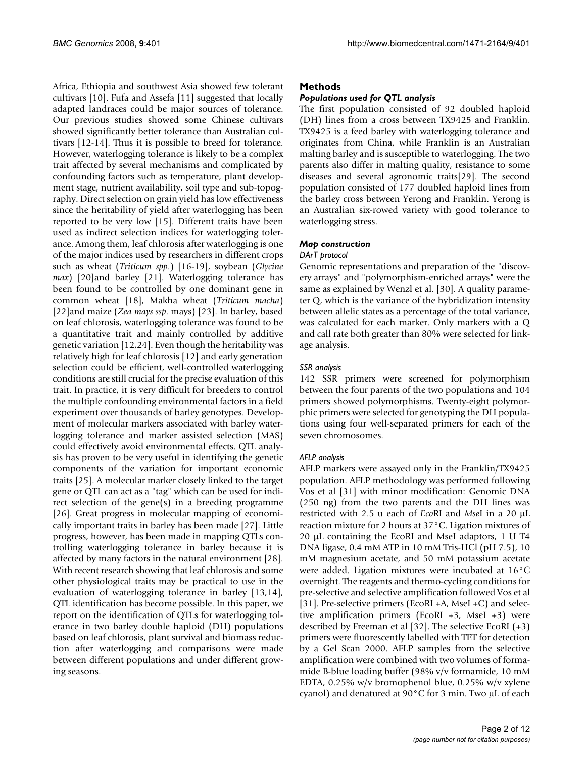Africa, Ethiopia and southwest Asia showed few tolerant cultivars [10]. Fufa and Assefa [11] suggested that locally adapted landraces could be major sources of tolerance. Our previous studies showed some Chinese cultivars showed significantly better tolerance than Australian cultivars [12-14]. Thus it is possible to breed for tolerance. However, waterlogging tolerance is likely to be a complex trait affected by several mechanisms and complicated by confounding factors such as temperature, plant development stage, nutrient availability, soil type and sub-topography. Direct selection on grain yield has low effectiveness since the heritability of yield after waterlogging has been reported to be very low [15]. Different traits have been used as indirect selection indices for waterlogging tolerance. Among them, leaf chlorosis after waterlogging is one of the major indices used by researchers in different crops such as wheat (*Triticum spp*.) [16-19], soybean (*Glycine max*) [20]and barley [21]. Waterlogging tolerance has been found to be controlled by one dominant gene in common wheat [18], Makha wheat (*Triticum macha*) [22]and maize (*Zea mays ssp*. mays) [23]. In barley, based on leaf chlorosis, waterlogging tolerance was found to be a quantitative trait and mainly controlled by additive genetic variation [12,24]. Even though the heritability was relatively high for leaf chlorosis [12] and early generation selection could be efficient, well-controlled waterlogging conditions are still crucial for the precise evaluation of this trait. In practice, it is very difficult for breeders to control the multiple confounding environmental factors in a field experiment over thousands of barley genotypes. Development of molecular markers associated with barley waterlogging tolerance and marker assisted selection (MAS) could effectively avoid environmental effects. QTL analysis has proven to be very useful in identifying the genetic components of the variation for important economic traits [25]. A molecular marker closely linked to the target gene or QTL can act as a "tag" which can be used for indirect selection of the gene(s) in a breeding programme [26]. Great progress in molecular mapping of economically important traits in barley has been made [27]. Little progress, however, has been made in mapping QTLs controlling waterlogging tolerance in barley because it is affected by many factors in the natural environment [28]. With recent research showing that leaf chlorosis and some other physiological traits may be practical to use in the evaluation of waterlogging tolerance in barley [13,14], QTL identification has become possible. In this paper, we report on the identification of QTLs for waterlogging tolerance in two barley double haploid (DH) populations based on leaf chlorosis, plant survival and biomass reduction after waterlogging and comparisons were made between different populations and under different growing seasons.

## Methods

### Populations used for QTL analysis

The first population consisted of 92 doubled haploid (DH) lines from a cross between TX9425 and Franklin. TX9425 is a feed barley with waterlogging tolerance and originates from China, while Franklin is an Australian malting barley and is susceptible to waterlogging. The two parents also differ in malting quality, resistance to some diseases and several agronomic traits[29]. The second population consisted of 177 doubled haploid lines from the barley cross between Yerong and Franklin. Yerong is an Australian six-rowed variety with good tolerance to waterlogging stress.

### Map construction

#### DArT protocol

Genomic representations and preparation of the "discovery arrays" and "polymorphism-enriched arrays" were the same as explained by Wenzl et al. [30]. A quality parameter Q, which is the variance of the hybridization intensity between allelic states as a percentage of the total variance, was calculated for each marker. Only markers with a Q and call rate both greater than 80% were selected for linkage analysis.

#### SSR analysis

142 SSR primers were screened for polymorphism between the four parents of the two populations and 104 primers showed polymorphisms. Twenty-eight polymorphic primers were selected for genotyping the DH populations using four well-separated primers for each of the seven chromosomes.

#### AFLP analysis

AFLP markers were assayed only in the Franklin/TX9425 population. AFLP methodology was performed following Vos et al [31] with minor modification: Genomic DNA (250 ng) from the two parents and the DH lines was restricted with 2.5 u each of *Eco*RI and *Mse*I in a 20 μL reaction mixture for 2 hours at 37°C. Ligation mixtures of 20 μL containing the EcoRI and MseI adaptors, 1 U T4 DNA ligase, 0.4 mM ATP in 10 mM Tris-HCl (pH 7.5), 10 mM magnesium acetate, and 50 mM potassium acetate were added. Ligation mixtures were incubated at 16°C overnight. The reagents and thermo-cycling conditions for pre-selective and selective amplification followed Vos et al [31]. Pre-selective primers (EcoRI +A, MseI +C) and selective amplification primers (EcoRI +3, MseI +3) were described by Freeman et al [32]. The selective EcoRI (+3) primers were fluorescently labelled with TET for detection by a Gel Scan 2000. AFLP samples from the selective amplification were combined with two volumes of formamide B-blue loading buffer (98% v/v formamide, 10 mM EDTA, 0.25% w/v bromophenol blue, 0.25% w/v xylene cyanol) and denatured at 90°C for 3 min. Two μL of each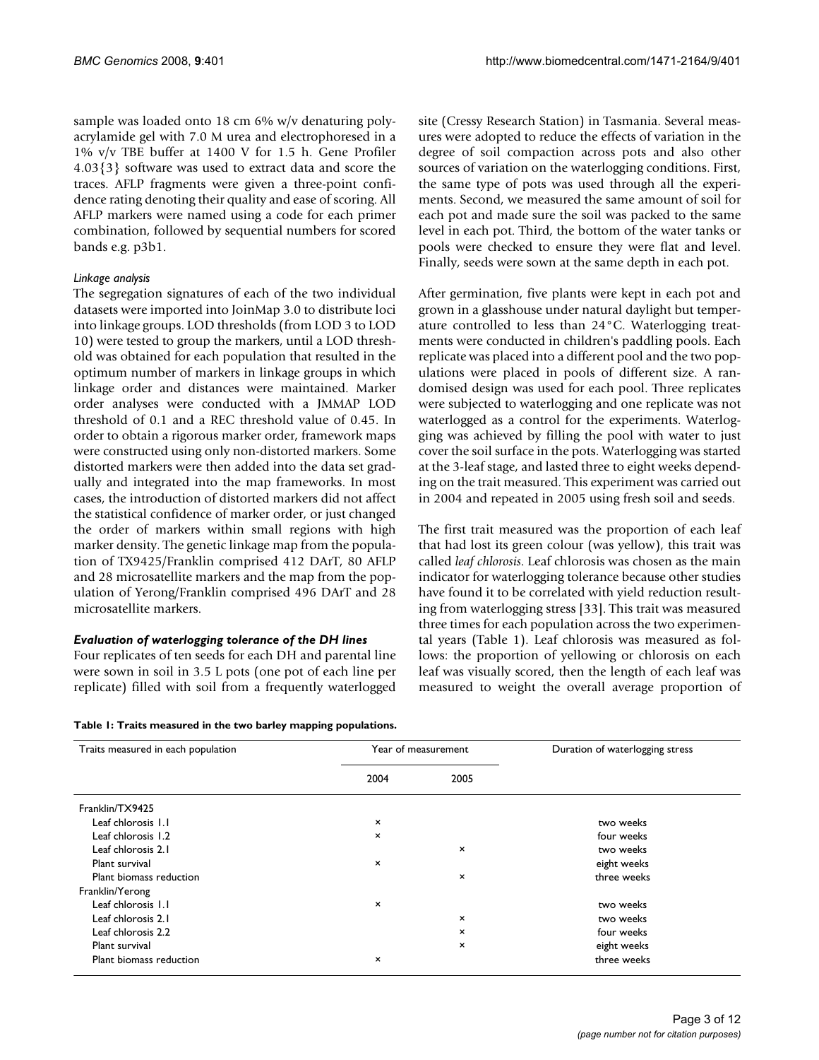sample was loaded onto 18 cm 6% w/v denaturing polyacrylamide gel with 7.0 M urea and electrophoresed in a 1% v/v TBE buffer at 1400 V for 1.5 h. Gene Profiler 4.03{3} software was used to extract data and score the traces. AFLP fragments were given a three-point confidence rating denoting their quality and ease of scoring. All AFLP markers were named using a code for each primer combination, followed by sequential numbers for scored bands e.g. p3b1.

#### *Linkage analysis*

The segregation signatures of each of the two individual datasets were imported into JoinMap 3.0 to distribute loci into linkage groups. LOD thresholds (from LOD 3 to LOD 10) were tested to group the markers, until a LOD threshold was obtained for each population that resulted in the optimum number of markers in linkage groups in which linkage order and distances were maintained. Marker order analyses were conducted with a JMMAP LOD threshold of 0.1 and a REC threshold value of 0.45. In order to obtain a rigorous marker order, framework maps were constructed using only non-distorted markers. Some distorted markers were then added into the data set gradually and integrated into the map frameworks. In most cases, the introduction of distorted markers did not affect the statistical confidence of marker order, or just changed the order of markers within small regions with high marker density. The genetic linkage map from the population of TX9425/Franklin comprised 412 DArT, 80 AFLP and 28 microsatellite markers and the map from the population of Yerong/Franklin comprised 496 DArT and 28 microsatellite markers.

### *Evaluation of waterlogging tolerance of the DH lines*

Four replicates of ten seeds for each DH and parental line were sown in soil in 3.5 L pots (one pot of each line per replicate) filled with soil from a frequently waterlogged site (Cressy Research Station) in Tasmania. Several measures were adopted to reduce the effects of variation in the degree of soil compaction across pots and also other sources of variation on the waterlogging conditions. First, the same type of pots was used through all the experiments. Second, we measured the same amount of soil for each pot and made sure the soil was packed to the same level in each pot. Third, the bottom of the water tanks or pools were checked to ensure they were flat and level. Finally, seeds were sown at the same depth in each pot.

After germination, five plants were kept in each pot and grown in a glasshouse under natural daylight but temperature controlled to less than 24°C. Waterlogging treatments were conducted in children's paddling pools. Each replicate was placed into a different pool and the two populations were placed in pools of different size. A randomised design was used for each pool. Three replicates were subjected to waterlogging and one replicate was not waterlogged as a control for the experiments. Waterlogging was achieved by filling the pool with water to just cover the soil surface in the pots. Waterlogging was started at the 3-leaf stage, and lasted three to eight weeks depending on the trait measured. This experiment was carried out in 2004 and repeated in 2005 using fresh soil and seeds.

The first trait measured was the proportion of each leaf that had lost its green colour (was yellow), this trait was called *leaf chlorosis*. Leaf chlorosis was chosen as the main indicator for waterlogging tolerance because other studies have found it to be correlated with yield reduction resulting from waterlogging stress [33]. This trait was measured three times for each population across the two experimental years (Table 1). Leaf chlorosis was measured as follows: the proportion of yellowing or chlorosis on each leaf was visually scored, then the length of each leaf was measured to weight the overall average proportion of

**Table 1: Traits measured in the two barley mapping populations.**

| Traits measured in each population | Year of measurement | | Duration of waterlogging stress |
|---|---|---|---|
| | 2004 | 2005 | |
| Franklin/TX9425 | | | |
| Leaf chlorosis 1.1 | × | | two weeks |
| Leaf chlorosis 1.2 | × | | four weeks |
| Leaf chlorosis 2.1 | | × | two weeks |
| Plant survival | × | | eight weeks |
| Plant biomass reduction | | × | three weeks |
| Franklin/Yerong | | | |
| Leaf chlorosis 1.1 | × | | two weeks |
| Leaf chlorosis 2.1 | | × | two weeks |
| Leaf chlorosis 2.2 | | × | four weeks |
| Plant survival | | × | eight weeks |
| Plant biomass reduction | × | | three weeks |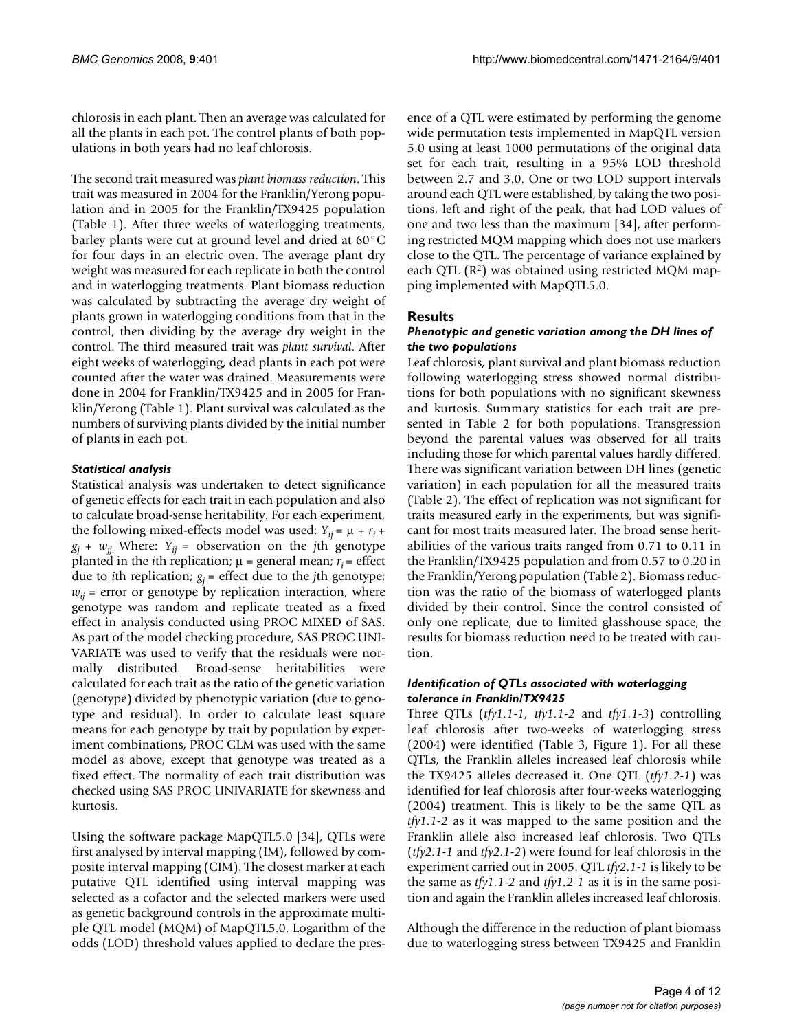chlorosis in each plant. Then an average was calculated for all the plants in each pot. The control plants of both populations in both years had no leaf chlorosis.

The second trait measured was *plant biomass reduction*. This trait was measured in 2004 for the Franklin/Yerong population and in 2005 for the Franklin/TX9425 population (Table 1). After three weeks of waterlogging treatments, barley plants were cut at ground level and dried at 60°C for four days in an electric oven. The average plant dry weight was measured for each replicate in both the control and in waterlogging treatments. Plant biomass reduction was calculated by subtracting the average dry weight of plants grown in waterlogging conditions from that in the control, then dividing by the average dry weight in the control. The third measured trait was *plant survival*. After eight weeks of waterlogging, dead plants in each pot were counted after the water was drained. Measurements were done in 2004 for Franklin/TX9425 and in 2005 for Franklin/Yerong (Table 1). Plant survival was calculated as the numbers of surviving plants divided by the initial number of plants in each pot.

### *Statistical analysis*

Statistical analysis was undertaken to detect significance of genetic effects for each trait in each population and also to calculate broad-sense heritability. For each experiment, the following mixed-effects model was used: $Y_{ij} = \mu + r_i + g_j + w_{ij}$. Where: $Y_{ij}$ = observation on the $j$th genotype planted in the $i$th replication; $\mu$ = general mean; $r_i$ = effect due to $i$th replication; $g_j$ = effect due to the $j$th genotype; $w_{ij}$ = error or genotype by replication interaction, where genotype was random and replicate treated as a fixed effect in analysis conducted using PROC MIXED of SAS. As part of the model checking procedure, SAS PROC UNIVARIATE was used to verify that the residuals were normally distributed. Broad-sense heritabilities were calculated for each trait as the ratio of the genetic variation (genotype) divided by phenotypic variation (due to genotype and residual). In order to calculate least square means for each genotype by trait by population by experiment combinations, PROC GLM was used with the same model as above, except that genotype was treated as a fixed effect. The normality of each trait distribution was checked using SAS PROC UNIVARIATE for skewness and kurtosis.

Using the software package MapQTL5.0 [34], QTLs were first analysed by interval mapping (IM), followed by composite interval mapping (CIM). The closest marker at each putative QTL identified using interval mapping was selected as a cofactor and the selected markers were used as genetic background controls in the approximate multiple QTL model (MQM) of MapQTL5.0. Logarithm of the odds (LOD) threshold values applied to declare the presence of a QTL were estimated by performing the genome wide permutation tests implemented in MapQTL version 5.0 using at least 1000 permutations of the original data set for each trait, resulting in a 95% LOD threshold between 2.7 and 3.0. One or two LOD support intervals around each QTL were established, by taking the two positions, left and right of the peak, that had LOD values of one and two less than the maximum [34], after performing restricted MQM mapping which does not use markers close to the QTL. The percentage of variance explained by each QTL ($R^2$) was obtained using restricted MQM mapping implemented with MapQTL5.0.

## Results

### *Phenotypic and genetic variation among the DH lines of the two populations*

Leaf chlorosis, plant survival and plant biomass reduction following waterlogging stress showed normal distributions for both populations with no significant skewness and kurtosis. Summary statistics for each trait are presented in Table 2 for both populations. Transgression beyond the parental values was observed for all traits including those for which parental values hardly differed. There was significant variation between DH lines (genetic variation) in each population for all the measured traits (Table 2). The effect of replication was not significant for traits measured early in the experiments, but was significant for most traits measured later. The broad sense heritabilities of the various traits ranged from 0.71 to 0.11 in the Franklin/TX9425 population and from 0.57 to 0.20 in the Franklin/Yerong population (Table 2). Biomass reduction was the ratio of the biomass of waterlogged plants divided by their control. Since the control consisted of only one replicate, due to limited glasshouse space, the results for biomass reduction need to be treated with caution.

### *Identification of QTLs associated with waterlogging tolerance in Franklin/TX9425*

Three QTLs (*tfy1.1-1*, *tfy1.1-2* and *tfy1.1-3*) controlling leaf chlorosis after two-weeks of waterlogging stress (2004) were identified (Table 3, Figure 1). For all these QTLs, the Franklin alleles increased leaf chlorosis while the TX9425 alleles decreased it. One QTL (*tfy1.2-1*) was identified for leaf chlorosis after four-weeks waterlogging (2004) treatment. This is likely to be the same QTL as *tfy1.1-2* as it was mapped to the same position and the Franklin allele also increased leaf chlorosis. Two QTLs (*tfy2.1-1* and *tfy2.1-2*) were found for leaf chlorosis in the experiment carried out in 2005. QTL *tfy2.1-1* is likely to be the same as *tfy1.1-2* and *tfy1.2-1* as it is in the same position and again the Franklin alleles increased leaf chlorosis.

Although the difference in the reduction of plant biomass due to waterlogging stress between TX9425 and Franklin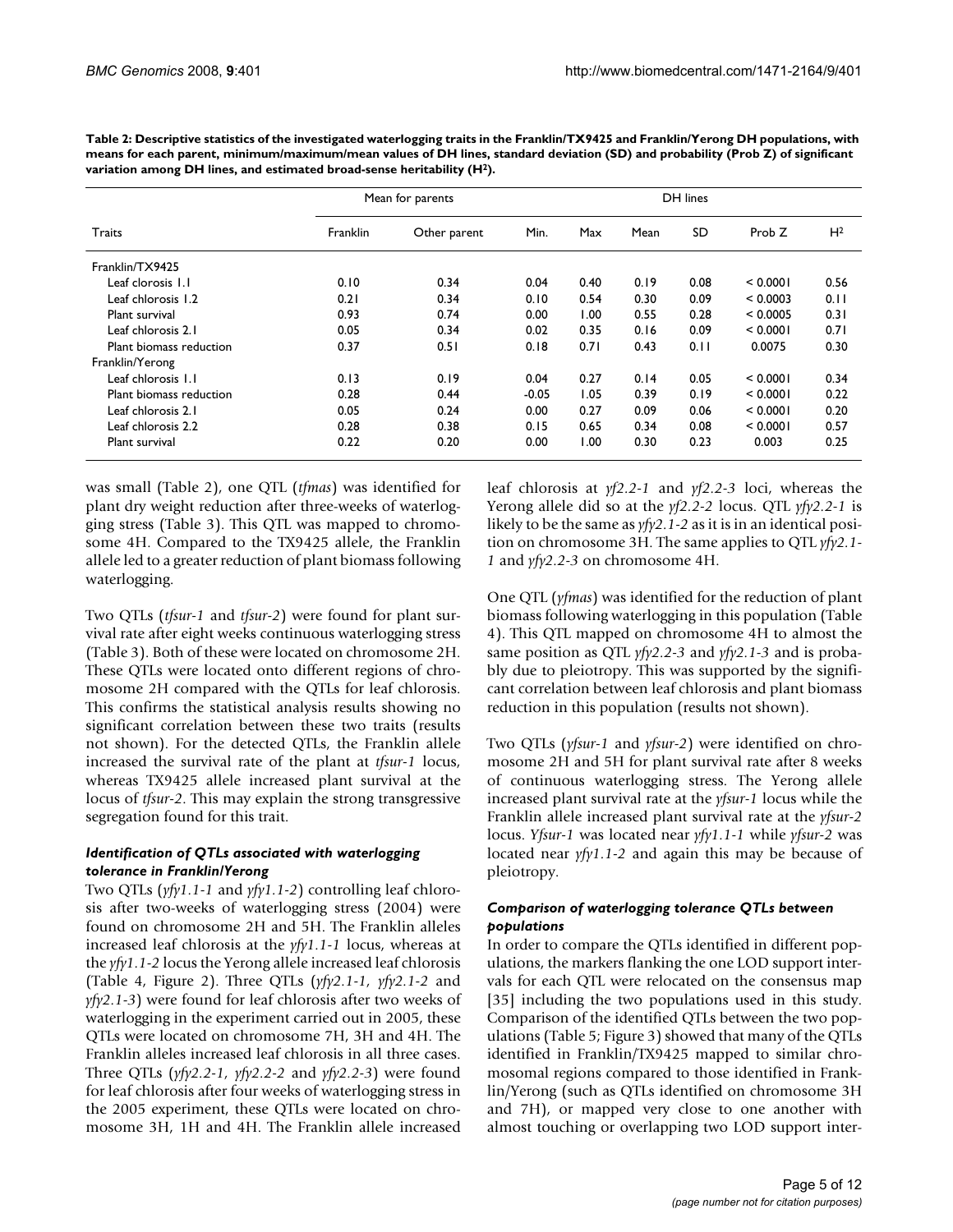**Table 2: Descriptive statistics of the investigated waterlogging traits in the Franklin/TX9425 and Franklin/Yerong DH populations, with means for each parent, minimum/maximum/mean values of DH lines, standard deviation (SD) and probability (Prob Z) of significant variation among DH lines, and estimated broad-sense heritability ($H^2$).**

| | Mean for parents | | DH lines | | | | | |
|---|---|---|---|---|---|---|---|---|
| Traits | Franklin | Other parent | Min. | Max | Mean | SD | Prob Z | $H^2$ |
| Franklin/TX9425 | | | | | | | | |
| Leaf clorosis 1.1 | 0.10 | 0.34 | 0.04 | 0.40 | 0.19 | 0.08 | < 0.0001 | 0.56 |
| Leaf chlorosis 1.2 | 0.21 | 0.34 | 0.10 | 0.54 | 0.30 | 0.09 | < 0.0003 | 0.11 |
| Plant survival | 0.93 | 0.74 | 0.00 | 1.00 | 0.55 | 0.28 | < 0.0005 | 0.31 |
| Leaf chlorosis 2.1 | 0.05 | 0.34 | 0.02 | 0.35 | 0.16 | 0.09 | < 0.0001 | 0.71 |
| Plant biomass reduction | 0.37 | 0.51 | 0.18 | 0.71 | 0.43 | 0.11 | 0.0075 | 0.30 |
| Franklin/Yerong | | | | | | | | |
| Leaf chlorosis 1.1 | 0.13 | 0.19 | 0.04 | 0.27 | 0.14 | 0.05 | < 0.0001 | 0.34 |
| Plant biomass reduction | 0.28 | 0.44 | -0.05 | 1.05 | 0.39 | 0.19 | < 0.0001 | 0.22 |
| Leaf chlorosis 2.1 | 0.05 | 0.24 | 0.00 | 0.27 | 0.09 | 0.06 | < 0.0001 | 0.20 |
| Leaf chlorosis 2.2 | 0.28 | 0.38 | 0.15 | 0.65 | 0.34 | 0.08 | < 0.0001 | 0.57 |
| Plant survival | 0.22 | 0.20 | 0.00 | 1.00 | 0.30 | 0.23 | 0.003 | 0.25 |

was small (Table 2), one QTL (*tfmas*) was identified for plant dry weight reduction after three-weeks of waterlogging stress (Table 3). This QTL was mapped to chromosome 4H. Compared to the TX9425 allele, the Franklin allele led to a greater reduction of plant biomass following waterlogging.

Two QTLs (*tfsur-1* and *tfsur-2*) were found for plant survival rate after eight weeks continuous waterlogging stress (Table 3). Both of these were located on chromosome 2H. These QTLs were located onto different regions of chromosome 2H compared with the QTLs for leaf chlorosis. This confirms the statistical analysis results showing no significant correlation between these two traits (results not shown). For the detected QTLs, the Franklin allele increased the survival rate of the plant at *tfsur-1* locus, whereas TX9425 allele increased plant survival at the locus of *tfsur-2*. This may explain the strong transgressive segregation found for this trait.

### *Identification of QTLs associated with waterlogging tolerance in Franklin/Yerong*

Two QTLs (*yfy1.1-1* and *yfy1.1-2*) controlling leaf chlorosis after two-weeks of waterlogging stress (2004) were found on chromosome 2H and 5H. The Franklin alleles increased leaf chlorosis at the *yfy1.1-1* locus, whereas at the *yfy1.1-2* locus the Yerong allele increased leaf chlorosis (Table 4, Figure 2). Three QTLs (*yfy2.1-1*, *yfy2.1-2* and *yfy2.1-3*) were found for leaf chlorosis after two weeks of waterlogging in the experiment carried out in 2005, these QTLs were located on chromosome 7H, 3H and 4H. The Franklin alleles increased leaf chlorosis in all three cases. Three QTLs (*yfy2.2-1*, *yfy2.2-2* and *yfy2.2-3*) were found for leaf chlorosis after four weeks of waterlogging stress in the 2005 experiment, these QTLs were located on chromosome 3H, 1H and 4H. The Franklin allele increased leaf chlorosis at *yf2.2-1* and *yf2.2-3* loci, whereas the Yerong allele did so at the *yf2.2-2* locus. QTL *yfy2.2-1* is likely to be the same as *yfy2.1-2* as it is in an identical position on chromosome 3H. The same applies to QTL *yfy2.1-1* and *yfy2.2-3* on chromosome 4H.

One QTL (*yfmas*) was identified for the reduction of plant biomass following waterlogging in this population (Table 4). This QTL mapped on chromosome 4H to almost the same position as QTL *yfy2.2-3* and *yfy2.1-3* and is probably due to pleiotropy. This was supported by the significant correlation between leaf chlorosis and plant biomass reduction in this population (results not shown).

Two QTLs (*yfsur-1* and *yfsur-2*) were identified on chromosome 2H and 5H for plant survival rate after 8 weeks of continuous waterlogging stress. The Yerong allele increased plant survival rate at the *yfsur-1* locus while the Franklin allele increased plant survival rate at the *yfsur-2* locus. *Yfsur-1* was located near *yfy1.1-1* while *yfsur-2* was located near *yfy1.1-2* and again this may be because of pleiotropy.

### *Comparison of waterlogging tolerance QTLs between populations*

In order to compare the QTLs identified in different populations, the markers flanking the one LOD support intervals for each QTL were relocated on the consensus map [35] including the two populations used in this study. Comparison of the identified QTLs between the two populations (Table 5; Figure 3) showed that many of the QTLs identified in Franklin/TX9425 mapped to similar chromosomal regions compared to those identified in Franklin/Yerong (such as QTLs identified on chromosome 3H and 7H), or mapped very close to one another with almost touching or overlapping two LOD support inter-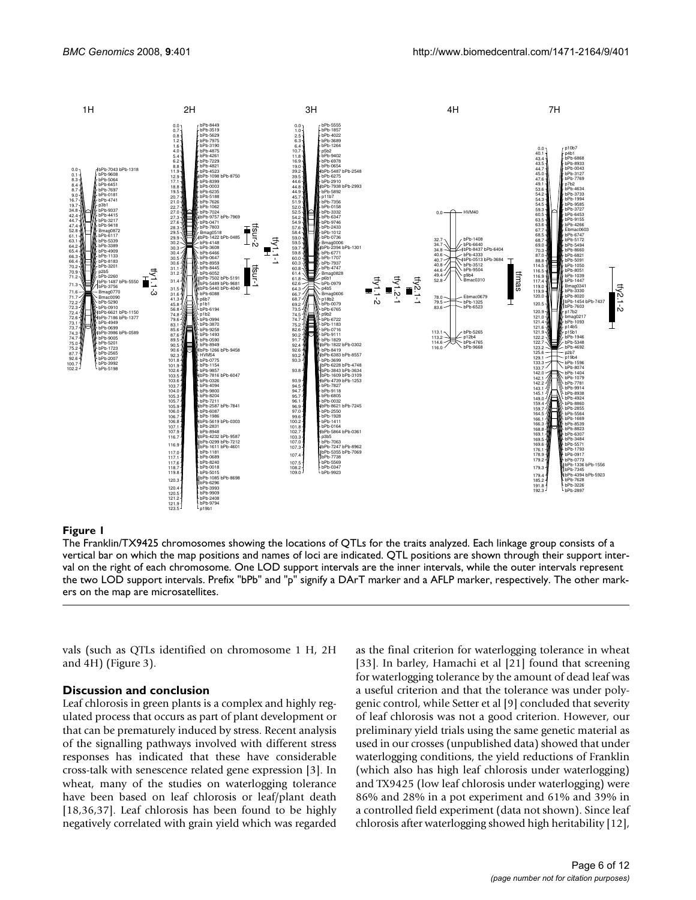**Figure 1**

The Franklin/TX9425 chromosomes showing the locations of QTLs for the traits analyzed. Each linkage group consists of a vertical bar on which the map positions and names of loci are indicated. QTL positions are shown through their support interval on the right of each chromosome. One LOD support intervals are the inner intervals, while the outer intervals represent the two LOD support intervals. Prefix "bPb" and "p" signify a DArT marker and a AFLP marker, respectively. The other markers on the map are microsatellites.

vals (such as QTLs identified on chromosome 1 H, 2H and 4H) (Figure 3).

## Discussion and conclusion

Leaf chlorosis in green plants is a complex and highly regulated process that occurs as part of plant development or that can be prematurely induced by stress. Recent analysis of the signalling pathways involved with different stress responses has indicated that these have considerable cross-talk with senescence related gene expression [3]. In wheat, many of the studies on waterlogging tolerance have been based on leaf chlorosis or leaf/plant death [18,36,37]. Leaf chlorosis has been found to be highly negatively correlated with grain yield which was regarded as the final criterion for waterlogging tolerance in wheat [33]. In barley, Hamachi et al [21] found that screening for waterlogging tolerance by the amount of dead leaf was a useful criterion and that the tolerance was under polygenic control, while Setter et al [9] concluded that severity of leaf chlorosis was not a good criterion. However, our preliminary yield trials using the same genetic material as used in our crosses (unpublished data) showed that under waterlogging conditions, the yield reductions of Franklin (which also has high leaf chlorosis under waterlogging) and TX9425 (low leaf chlorosis under waterlogging) were 86% and 28% in a pot experiment and 61% and 39% in a controlled field experiment (data not shown). Since leaf chlorosis after waterlogging showed high heritability [12],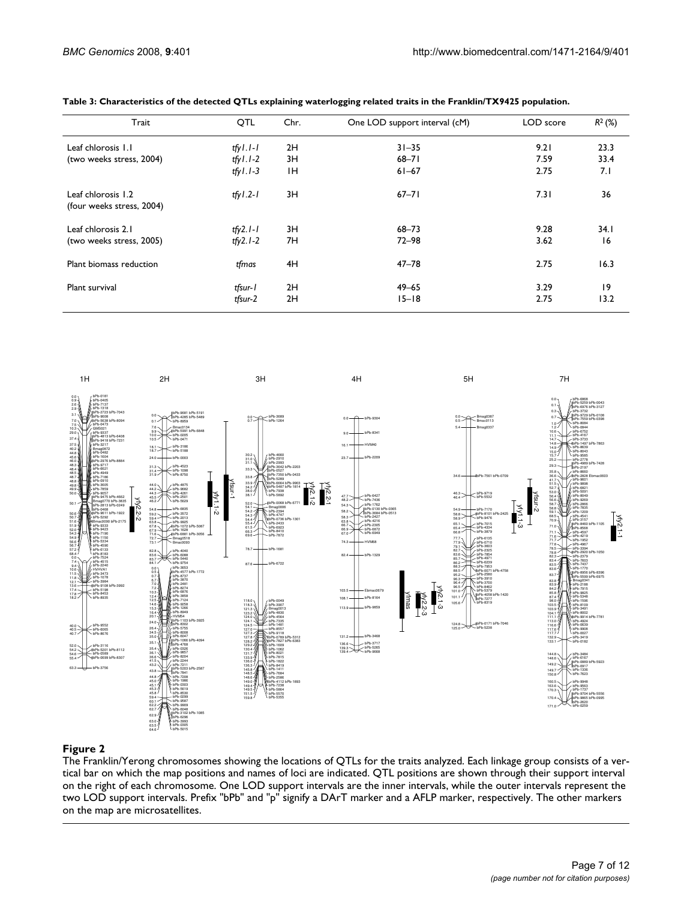**Table 3: Characteristics of the detected QTLs explaining waterlogging related traits in the Franklin/TX9425 population.**

| Trait | QTL | Chr. | One LOD support interval (cM) | LOD score | $R^2$ (%) |
|---|---|---|---|---|---|
| Leaf chlorosis 1.1 | *tfy1.1-1* | 2H | 31–35 | 9.21 | 23.3 |
| (two weeks stress, 2004) | *tfy1.1-2* | 3H | 68–71 | 7.59 | 33.4 |
| | *tfy1.1-3* | 1H | 61–67 | 2.75 | 7.1 |
| Leaf chlorosis 1.2 (four weeks stress, 2004) | *tfy1.2-1* | 3H | 67–71 | 7.31 | 36 |
| Leaf chlorosis 2.1 | *tfy2.1-1* | 3H | 68–73 | 9.28 | 34.1 |
| (two weeks stress, 2005) | *tfy2.1-2* | 7H | 72–98 | 3.62 | 16 |
| Plant biomass reduction | *tfmas* | 4H | 47–78 | 2.75 | 16.3 |
| Plant survival | *tfsur-1* | 2H | 49–65 | 3.29 | 19 |
| | *tfsur-2* | 2H | 15–18 | 2.75 | 13.2 |

**Figure 2**

The Franklin/Yerong chromosomes showing the locations of QTLs for the traits analyzed. Each linkage group consists of a vertical bar on which the map positions and names of loci are indicated. QTL positions are shown through their support interval on the right of each chromosome. One LOD support intervals are the inner intervals, while the outer intervals represent the two LOD support intervals. Prefix "bPb" and "p" signify a DArT marker and a AFLP marker, respectively. The other markers on the map are microsatellites.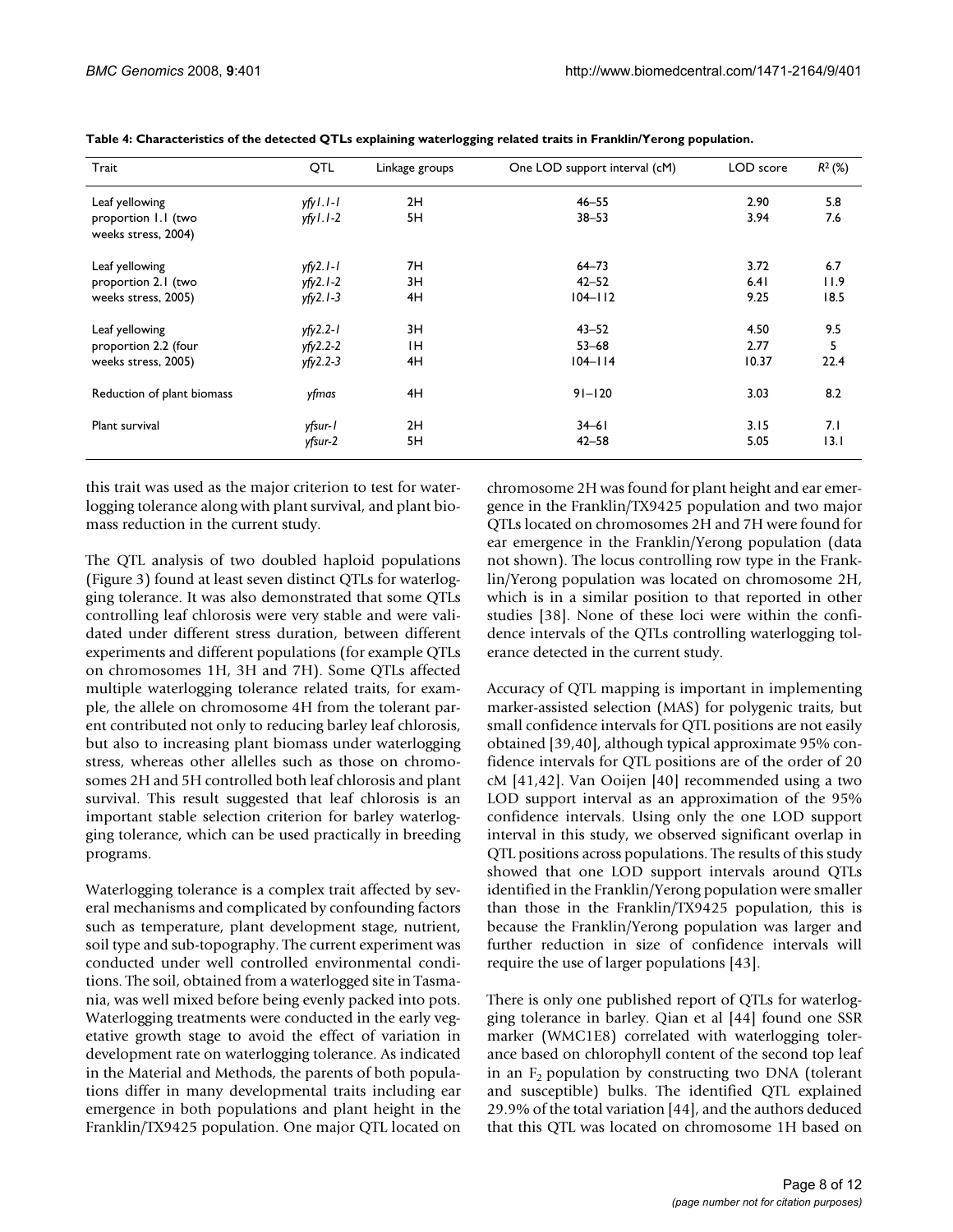**Table 4: Characteristics of the detected QTLs explaining waterlogging related traits in Franklin/Yerong population.**

| Trait | QTL | Linkage groups | One LOD support interval (cM) | LOD score | $R^2$ (%) |
|---|---|---|---|---|---|
| Leaf yellowing proportion 1.1 (two weeks stress, 2004) | *yfy1.1-1* | 2H | 46–55 | 2.90 | 5.8 |
| | *yfy1.1-2* | 5H | 38–53 | 3.94 | 7.6 |
| Leaf yellowing proportion 2.1 (two weeks stress, 2005) | *yfy2.1-1* | 7H | 64–73 | 3.72 | 6.7 |
| | *yfy2.1-2* | 3H | 42–52 | 6.41 | 11.9 |
| | *yfy2.1-3* | 4H | 104–112 | 9.25 | 18.5 |
| Leaf yellowing proportion 2.2 (four weeks stress, 2005) | *yfy2.2-1* | 3H | 43–52 | 4.50 | 9.5 |
| | *yfy2.2-2* | 1H | 53–68 | 2.77 | 5 |
| | *yfy2.2-3* | 4H | 104–114 | 10.37 | 22.4 |
| Reduction of plant biomass | *yfmas* | 4H | 91–120 | 3.03 | 8.2 |
| Plant survival | *yfsur-1* | 2H | 34–61 | 3.15 | 7.1 |
| | *yfsur-2* | 5H | 42–58 | 5.05 | 13.1 |

this trait was used as the major criterion to test for waterlogging tolerance along with plant survival, and plant biomass reduction in the current study.

The QTL analysis of two doubled haploid populations (Figure 3) found at least seven distinct QTLs for waterlogging tolerance. It was also demonstrated that some QTLs controlling leaf chlorosis were very stable and were validated under different stress duration, between different experiments and different populations (for example QTLs on chromosomes 1H, 3H and 7H). Some QTLs affected multiple waterlogging tolerance related traits, for example, the allele on chromosome 4H from the tolerant parent contributed not only to reducing barley leaf chlorosis, but also to increasing plant biomass under waterlogging stress, whereas other alleles such as those on chromosomes 2H and 5H controlled both leaf chlorosis and plant survival. This result suggested that leaf chlorosis is an important stable selection criterion for barley waterlogging tolerance, which can be used practically in breeding programs.

Waterlogging tolerance is a complex trait affected by several mechanisms and complicated by confounding factors such as temperature, plant development stage, nutrient, soil type and sub-topography. The current experiment was conducted under well controlled environmental conditions. The soil, obtained from a waterlogged site in Tasmania, was well mixed before being evenly packed into pots. Waterlogging treatments were conducted in the early vegetative growth stage to avoid the effect of variation in development rate on waterlogging tolerance. As indicated in the Material and Methods, the parents of both populations differ in many developmental traits including ear emergence in both populations and plant height in the Franklin/TX9425 population. One major QTL located on chromosome 2H was found for plant height and ear emergence in the Franklin/TX9425 population and two major QTLs located on chromosomes 2H and 7H were found for ear emergence in the Franklin/Yerong population (data not shown). The locus controlling row type in the Franklin/Yerong population was located on chromosome 2H, which is in a similar position to that reported in other studies [38]. None of these loci were within the confidence intervals of the QTLs controlling waterlogging tolerance detected in the current study.

Accuracy of QTL mapping is important in implementing marker-assisted selection (MAS) for polygenic traits, but small confidence intervals for QTL positions are not easily obtained [39,40], although typical approximate 95% confidence intervals for QTL positions are of the order of 20 cM [41,42]. Van Ooijen [40] recommended using a two LOD support interval as an approximation of the 95% confidence intervals. Using only the one LOD support interval in this study, we observed significant overlap in QTL positions across populations. The results of this study showed that one LOD support intervals around QTLs identified in the Franklin/Yerong population were smaller than those in the Franklin/TX9425 population, this is because the Franklin/Yerong population was larger and further reduction in size of confidence intervals will require the use of larger populations [43].

There is only one published report of QTLs for waterlogging tolerance in barley. Qian et al [44] found one SSR marker (WMC1E8) correlated with waterlogging tolerance based on chlorophyll content of the second top leaf in an $F_2$ population by constructing two DNA (tolerant and susceptible) bulks. The identified QTL explained 29.9% of the total variation [44], and the authors deduced that this QTL was located on chromosome 1H based on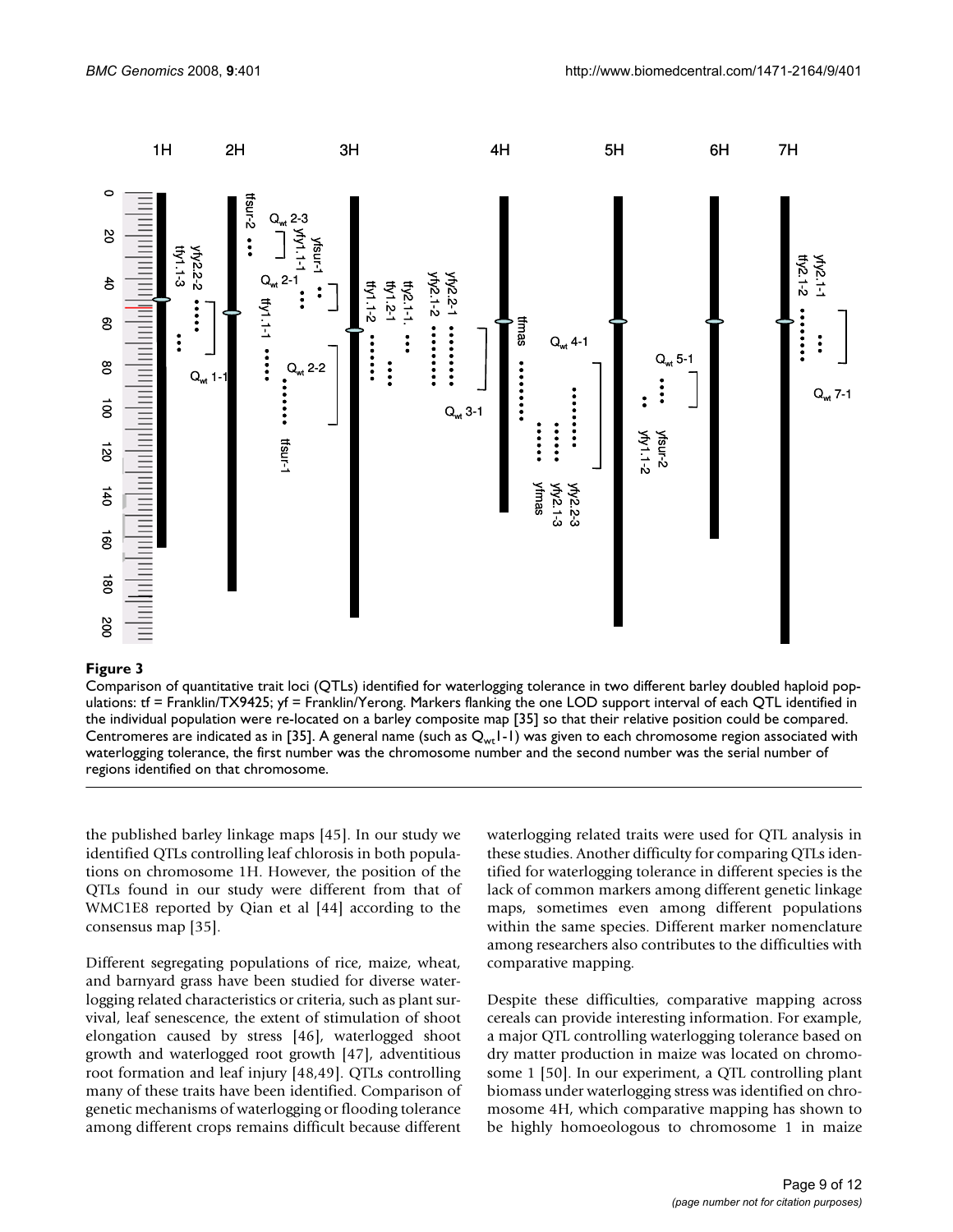**Figure 3**

Comparison of quantitative trait loci (QTLs) identified for waterlogging tolerance in two different barley doubled haploid populations: tf = Franklin/TX9425; yf = Franklin/Yerong. Markers flanking the one LOD support interval of each QTL identified in the individual population were re-located on a barley composite map [35] so that their relative position could be compared. Centromeres are indicated as in [35]. A general name (such as $Q_{wt}$1-1) was given to each chromosome region associated with waterlogging tolerance, the first number was the chromosome number and the second number was the serial number of regions identified on that chromosome.

the published barley linkage maps [45]. In our study we identified QTLs controlling leaf chlorosis in both populations on chromosome 1H. However, the position of the QTLs found in our study were different from that of WMC1E8 reported by Qian et al [44] according to the consensus map [35].

Different segregating populations of rice, maize, wheat, and barnyard grass have been studied for diverse waterlogging related characteristics or criteria, such as plant survival, leaf senescence, the extent of stimulation of shoot elongation caused by stress [46], waterlogged shoot growth and waterlogged root growth [47], adventitious root formation and leaf injury [48,49]. QTLs controlling many of these traits have been identified. Comparison of genetic mechanisms of waterlogging or flooding tolerance among different crops remains difficult because different waterlogging related traits were used for QTL analysis in these studies. Another difficulty for comparing QTLs identified for waterlogging tolerance in different species is the lack of common markers among different genetic linkage maps, sometimes even among different populations within the same species. Different marker nomenclature among researchers also contributes to the difficulties with comparative mapping.

Despite these difficulties, comparative mapping across cereals can provide interesting information. For example, a major QTL controlling waterlogging tolerance based on dry matter production in maize was located on chromosome 1 [50]. In our experiment, a QTL controlling plant biomass under waterlogging stress was identified on chromosome 4H, which comparative mapping has shown to be highly homoeologous to chromosome 1 in maize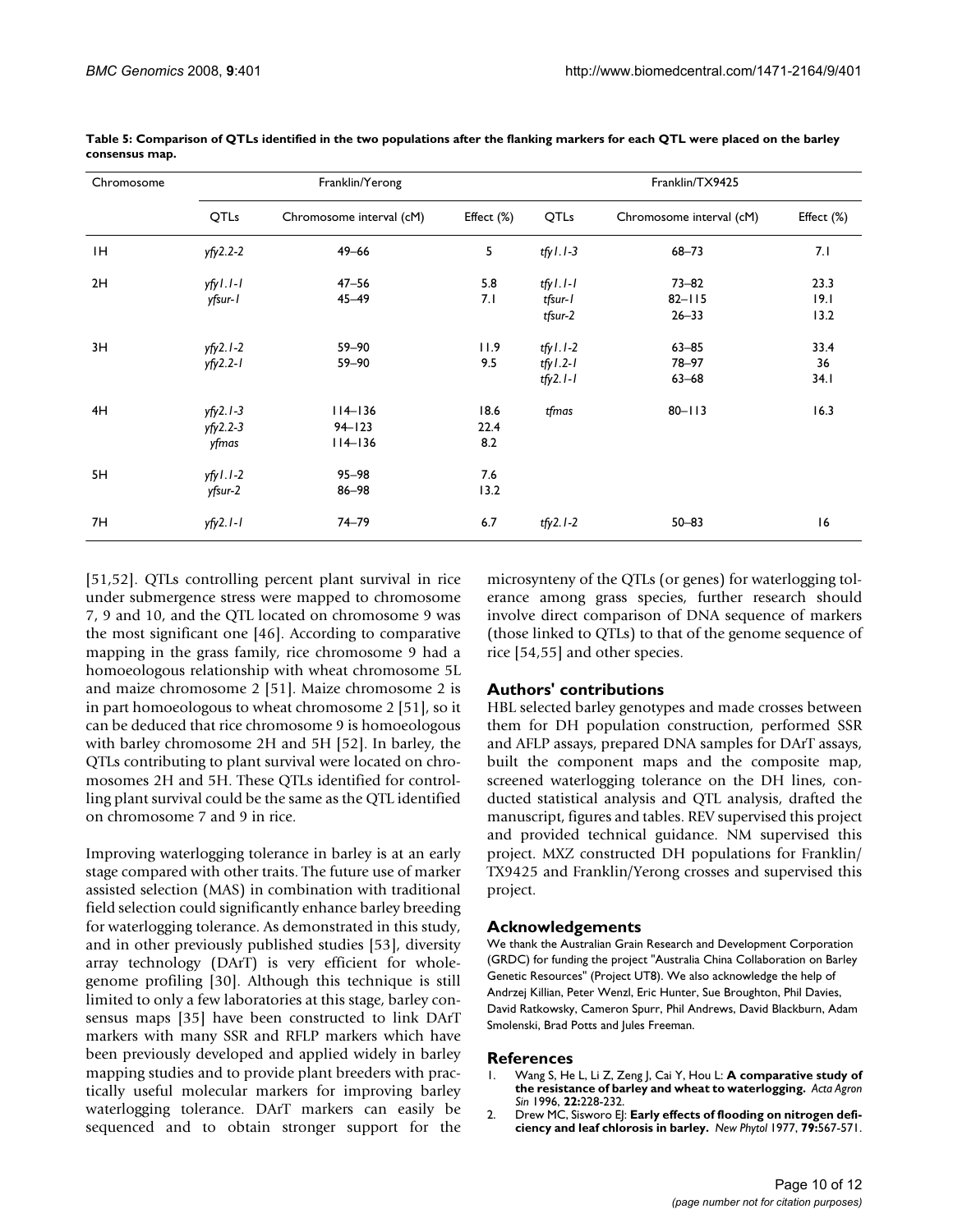**Table 5: Comparison of QTLs identified in the two populations after the flanking markers for each QTL were placed on the barley consensus map.**

| Chromosome | Franklin/Yerong | | | Franklin/TX9425 | | |
|---|---|---|---|---|---|---|
| | QTLs | Chromosome interval (cM) | Effect (%) | QTLs | Chromosome interval (cM) | Effect (%) |
| 1H | *yfy2.2-2* | 49–66 | 5 | *tfy1.1-3* | 68–73 | 7.1 |
| 2H | *yfy1.1-1* | 47–56 | 5.8 | *tfy1.1-1* | 73–82 | 23.3 |
| | *yfsur-1* | 45–49 | 7.1 | *tfsur-1* | 82–115 | 19.1 |
| | | | | *tfsur-2* | 26–33 | 13.2 |
| 3H | *yfy2.1-2* | 59–90 | 11.9 | *tfy1.1-2* | 63–85 | 33.4 |
| | *yfy2.2-1* | 59–90 | 9.5 | *tfy1.2-1* | 78–97 | 36 |
| | | | | *tfy2.1-1* | 63–68 | 34.1 |
| 4H | *yfy2.1-3* | 114–136 | 18.6 | *tfmas* | 80–113 | 16.3 |
| | *yfy2.2-3* | 94–123 | 22.4 | | | |
| | *yfmas* | 114–136 | 8.2 | | | |
| 5H | *yfy1.1-2* | 95–98 | 7.6 | | | |
| | *yfsur-2* | 86–98 | 13.2 | | | |
| 7H | *yfy2.1-1* | 74–79 | 6.7 | *tfy2.1-2* | 50–83 | 16 |

[51,52]. QTLs controlling percent plant survival in rice under submergence stress were mapped to chromosome 7, 9 and 10, and the QTL located on chromosome 9 was the most significant one [46]. According to comparative mapping in the grass family, rice chromosome 9 had a homoeologous relationship with wheat chromosome 5L and maize chromosome 2 [51]. Maize chromosome 2 is in part homoeologous to wheat chromosome 2 [51], so it can be deduced that rice chromosome 9 is homoeologous with barley chromosome 2H and 5H [52]. In barley, the QTLs contributing to plant survival were located on chromosomes 2H and 5H. These QTLs identified for controlling plant survival could be the same as the QTL identified on chromosome 7 and 9 in rice.

Improving waterlogging tolerance in barley is at an early stage compared with other traits. The future use of marker assisted selection (MAS) in combination with traditional field selection could significantly enhance barley breeding for waterlogging tolerance. As demonstrated in this study, and in other previously published studies [53], diversity array technology (DArT) is very efficient for whole-genome profiling [30]. Although this technique is still limited to only a few laboratories at this stage, barley consensus maps [35] have been constructed to link DArT markers with many SSR and RFLP markers which have been previously developed and applied widely in barley mapping studies and to provide plant breeders with practically useful molecular markers for improving barley waterlogging tolerance. DArT markers can easily be sequenced and to obtain stronger support for the microsynteny of the QTLs (or genes) for waterlogging tolerance among grass species, further research should involve direct comparison of DNA sequence of markers (those linked to QTLs) to that of the genome sequence of rice [54,55] and other species.

## Authors' contributions

HBL selected barley genotypes and made crosses between them for DH population construction, performed SSR and AFLP assays, prepared DNA samples for DArT assays, built the component maps and the composite map, screened waterlogging tolerance on the DH lines, conducted statistical analysis and QTL analysis, drafted the manuscript, figures and tables. REV supervised this project and provided technical guidance. NM supervised this project. MXZ constructed DH populations for Franklin/TX9425 and Franklin/Yerong crosses and supervised this project.

## Acknowledgements

We thank the Australian Grain Research and Development Corporation (GRDC) for funding the project "Australia China Collaboration on Barley Genetic Resources" (Project UT8). We also acknowledge the help of Andrzej Killian, Peter Wenzl, Eric Hunter, Sue Broughton, Phil Davies, David Ratkowsky, Cameron Spurr, Phil Andrews, David Blackburn, Adam Smolenski, Brad Potts and Jules Freeman.

## References

1. Wang S, He L, Li Z, Zeng J, Cai Y, Hou L: **A comparative study of the resistance of barley and wheat to waterlogging.** *Acta Agron Sin* 1996, **22:**228-232.
2. Drew MC, Sisworo EJ: **Early effects of flooding on nitrogen deficiency and leaf chlorosis in barley.** *New Phytol* 1977, **79:**567-571.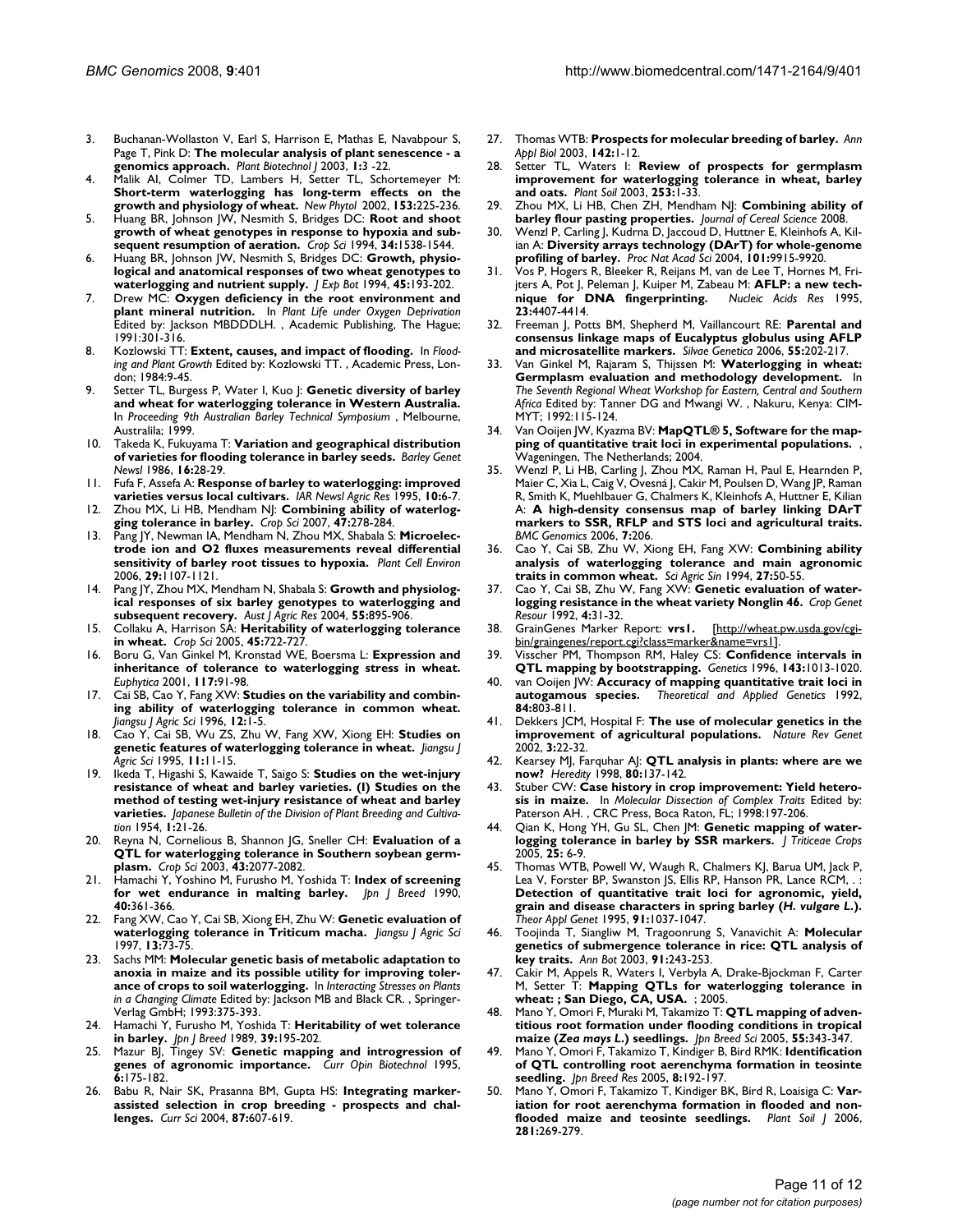3. Buchanan-Wollaston V, Earl S, Harrison E, Mathas E, Navabpour S, Page T, Pink D: **The molecular analysis of plant senescence - a genomics approach.** *Plant Biotechnol J* 2003, **1:**3 -22.
4. Malik AI, Colmer TD, Lambers H, Setter TL, Schortemeyer M: **Short-term waterlogging has long-term effects on the growth and physiology of wheat.** *New Phytol* 2002, **153:**225-236.
5. Huang BR, Johnson JW, Nesmith S, Bridges DC: **Root and shoot growth of wheat genotypes in response to hypoxia and subsequent resumption of aeration.** *Crop Sci* 1994, **34:**1538-1544.
6. Huang BR, Johnson JW, Nesmith S, Bridges DC: **Growth, physiological and anatomical responses of two wheat genotypes to waterlogging and nutrient supply.** *J Exp Bot* 1994, **45:**193-202.
7. Drew MC: **Oxygen deficiency in the root environment and plant mineral nutrition.** In *Plant Life under Oxygen Deprivation* Edited by: Jackson MBDDDLH. , Academic Publishing, The Hague; 1991:301-316.
8. Kozlowski TT: **Extent, causes, and impact of flooding.** In *Flooding and Plant Growth* Edited by: Kozlowski TT. , Academic Press, London; 1984:9-45.
9. Setter TL, Burgess P, Water I, Kuo J: **Genetic diversity of barley and wheat for waterlogging tolerance in Western Australia.** In *Proceeding 9th Australian Barley Technical Symposium* , Melbourne, Australila; 1999.
10. Takeda K, Fukuyama T: **Variation and geographical distribution of varieties for flooding tolerance in barley seeds.** *Barley Genet Newsl* 1986, **16:**28-29.
11. Fufa F, Assefa A: **Response of barley to waterlogging: improved varieties versus local cultivars.** *IAR Newsl Agric Res* 1995, **10:**6-7.
12. Zhou MX, Li HB, Mendham NJ: **Combining ability of waterlogging tolerance in barley.** *Crop Sci* 2007, **47:**278-284.
13. Pang JY, Newman IA, Mendham N, Zhou MX, Shabala S: **Microelectrode ion and O2 fluxes measurements reveal differential sensitivity of barley root tissues to hypoxia.** *Plant Cell Environ* 2006, **29:**1107-1121.
14. Pang JY, Zhou MX, Mendham N, Shabala S: **Growth and physiological responses of six barley genotypes to waterlogging and subsequent recovery.** *Aust J Agric Res* 2004, **55:**895-906.
15. Collaku A, Harrison SA: **Heritability of waterlogging tolerance in wheat.** *Crop Sci* 2005, **45:**722-727.
16. Boru G, Van Ginkel M, Kronstad WE, Boersma L: **Expression and inheritance of tolerance to waterlogging stress in wheat.** *Euphytica* 2001, **117:**91-98.
17. Cai SB, Cao Y, Fang XW: **Studies on the variability and combining ability of waterlogging tolerance in common wheat.** *Jiangsu J Agric Sci* 1996, **12:**1-5.
18. Cao Y, Cai SB, Wu ZS, Zhu W, Fang XW, Xiong EH: **Studies on genetic features of waterlogging tolerance in wheat.** *Jiangsu J Agric Sci* 1995, **11:**11-15.
19. Ikeda T, Higashi S, Kawaide T, Saigo S: **Studies on the wet-injury resistance of wheat and barley varieties. (I) Studies on the method of testing wet-injury resistance of wheat and barley varieties.** *Japanese Bulletin of the Division of Plant Breeding and Cultivation* 1954, **1:**21-26.
20. Reyna N, Cornelious B, Shannon JG, Sneller CH: **Evaluation of a QTL for waterlogging tolerance in Southern soybean germplasm.** *Crop Sci* 2003, **43:**2077-2082.
21. Hamachi Y, Yoshino M, Furusho M, Yoshida T: **Index of screening for wet endurance in malting barley.** *Jpn J Breed* 1990, **40:**361-366.
22. Fang XW, Cao Y, Cai SB, Xiong EH, Zhu W: **Genetic evaluation of waterlogging tolerance in Triticum macha.** *Jiangsu J Agric Sci* 1997, **13:**73-75.
23. Sachs MM: **Molecular genetic basis of metabolic adaptation to anoxia in maize and its possible utility for improving tolerance of crops to soil waterlogging.** In *Interacting Stresses on Plants in a Changing Climate* Edited by: Jackson MB and Black CR. , Springer-Verlag GmbH; 1993:375-393.
24. Hamachi Y, Furusho M, Yoshida T: **Heritability of wet tolerance in barley.** *Jpn J Breed* 1989, **39:**195-202.
25. Mazur BJ, Tingey SV: **Genetic mapping and introgression of genes of agronomic importance.** *Curr Opin Biotechnol* 1995, **6:**175-182.
26. Babu R, Nair SK, Prasanna BM, Gupta HS: **Integrating marker-assisted selection in crop breeding - prospects and challenges.** *Curr Sci* 2004, **87:**607-619.
27. Thomas WTB: **Prospects for molecular breeding of barley.** *Ann Appl Biol* 2003, **142:**1-12.
28. Setter TL, Waters I: **Review of prospects for germplasm improvement for waterlogging tolerance in wheat, barley and oats.** *Plant Soil* 2003, **253:**1-33.
29. Zhou MX, Li HB, Chen ZH, Mendham NJ: **Combining ability of barley flour pasting properties.** *Journal of Cereal Science* 2008.
30. Wenzl P, Carling J, Kudrna D, Jaccoud D, Huttner E, Kleinhofs A, Kilian A: **Diversity arrays technology (DArT) for whole-genome profiling of barley.** *Proc Nat Acad Sci* 2004, **101:**9915-9920.
31. Vos P, Hogers R, Bleeker R, Reijans M, van de Lee T, Hornes M, Frijters A, Pot J, Peleman J, Kuiper M, Zabeau M: **AFLP: a new technique for DNA fingerprinting.** *Nucleic Acids Res* 1995, **23:**4407-4414.
32. Freeman J, Potts BM, Shepherd M, Vaillancourt RE: **Parental and consensus linkage maps of Eucalyptus globulus using AFLP and microsatellite markers.** *Silvae Genetica* 2006, **55:**202-217.
33. Van Ginkel M, Rajaram S, Thijssen M: **Waterlogging in wheat: Germplasm evaluation and methodology development.** In *The Seventh Regional Wheat Workshop for Eastern, Central and Southern Africa* Edited by: Tanner DG and Mwangi W. , Nakuru, Kenya: CIMMYT; 1992:115-124.
34. Van Ooijen JW, Kyazma BV: **MapQTL® 5, Software for the mapping of quantitative trait loci in experimental populations.** , Wageningen, The Netherlands; 2004.
35. Wenzl P, Li HB, Carling J, Zhou MX, Raman H, Paul E, Hearnden P, Maier C, Xia L, Caig V, Ovesná J, Cakir M, Poulsen D, Wang JP, Raman R, Smith K, Muehlbauer G, Chalmers K, Kleinhofs A, Huttner E, Kilian A: **A high-density consensus map of barley linking DArT markers to SSR, RFLP and STS loci and agricultural traits.** *BMC Genomics* 2006, **7:**206.
36. Cao Y, Cai SB, Zhu W, Xiong EH, Fang XW: **Combining ability analysis of waterlogging tolerance and main agronomic traits in common wheat.** *Sci Agric Sin* 1994, **27:**50-55.
37. Cao Y, Cai SB, Zhu W, Fang XW: **Genetic evaluation of waterlogging resistance in the wheat variety Nonglin 46.** *Crop Genet Resour* 1992, **4:**31-32.
38. GrainGenes Marker Report: **vrs1.** [http://wheat.pw.usda.gov/cgi-bin/graingenes/report.cgi?class=marker&name=vrs1].
39. Visscher PM, Thompson RM, Haley CS: **Confidence intervals in QTL mapping by bootstrapping.** *Genetics* 1996, **143:**1013-1020.
40. van Ooijen JW: **Accuracy of mapping quantitative trait loci in autogamous species.** *Theoretical and Applied Genetics* 1992, **84:**803-811.
41. Dekkers JCM, Hospital F: **The use of molecular genetics in the improvement of agricultural populations.** *Nature Rev Genet* 2002, **3:**22-32.
42. Kearsey MJ, Farquhar AJ: **QTL analysis in plants: where are we now?** *Heredity* 1998, **80:**137-142.
43. Stuber CW: **Case history in crop improvement: Yield heterosis in maize.** In *Molecular Dissection of Complex Traits* Edited by: Paterson AH. , CRC Press, Boca Raton, FL; 1998:197-206.
44. Qian K, Hong YH, Gu SL, Chen JM: **Genetic mapping of waterlogging tolerance in barley by SSR markers.** *J Triticeae Crops* 2005, **25:** 6-9.
45. Thomas WTB, Powell W, Waugh R, Chalmers KJ, Barua UM, Jack P, Lea V, Forster BP, Swanston JS, Ellis RP, Hanson PR, Lance RCM, . : **Detection of quantitative trait loci for agronomic, yield, grain and disease characters in spring barley (*H. vulgare L.*).** *Theor Appl Genet* 1995, **91:**1037-1047.
46. Toojinda T, Siangliw M, Tragoonrung S, Vanavichit A: **Molecular genetics of submergence tolerance in rice: QTL analysis of key traits.** *Ann Bot* 2003, **91:**243-253.
47. Cakir M, Appels R, Waters I, Verbyla A, Drake-Bjockman F, Carter M, Setter T: **Mapping QTLs for waterlogging tolerance in wheat: ; San Diego, CA, USA.** ; 2005.
48. Mano Y, Omori F, Muraki M, Takamizo T: **QTL mapping of adventitious root formation under flooding conditions in tropical maize (*Zea mays L.*) seedlings.** *Jpn Breed Sci* 2005, **55:**343-347.
49. Mano Y, Omori F, Takamizo T, Kindiger B, Bird RMK: **Identification of QTL controlling root aerenchyma formation in teosinte seedling.** *Jpn Breed Res* 2005, **8:**192-197.
50. Mano Y, Omori F, Takamizo T, Kindiger BK, Bird RMK, Loaisiga C: **Variation for root aerenchyma formation in flooded and non-flooded maize and teosinte seedlings.** *Plant Soil J* 2006, **281:**269-279.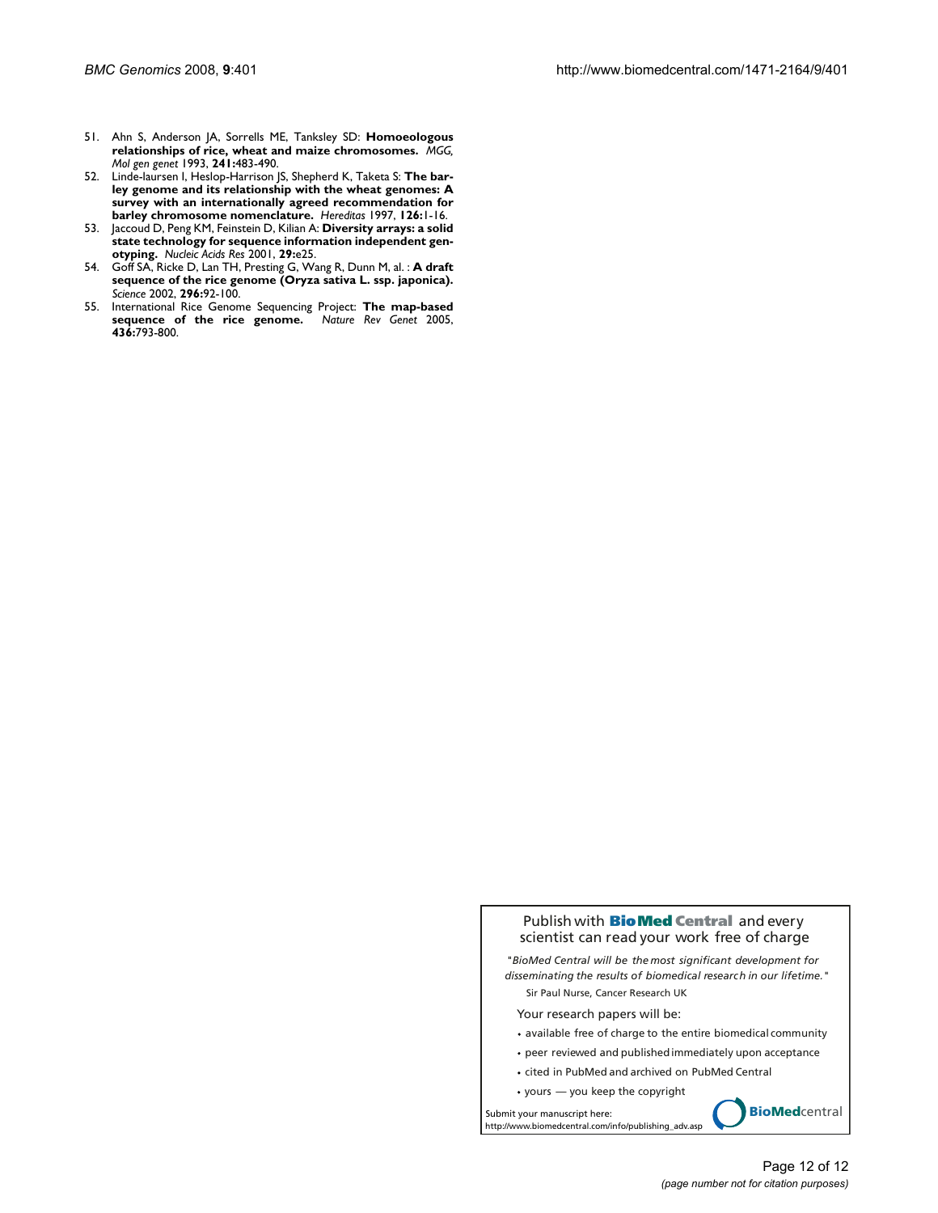51. Ahn S, Anderson JA, Sorrells ME, Tanksley SD: **Homoeologous relationships of rice, wheat and maize chromosomes.** *MGG, Mol gen genet* 1993, **241:**483-490.
52. Linde-laursen I, Heslop-Harrison JS, Shepherd K, Taketa S: **The barley genome and its relationship with the wheat genomes: A survey with an internationally agreed recommendation for barley chromosome nomenclature.** *Hereditas* 1997, **126:**1-16.
53. Jaccoud D, Peng KM, Feinstein D, Kilian A: **Diversity arrays: a solid state technology for sequence information independent genotyping.** *Nucleic Acids Res* 2001, **29:**e25.
54. Goff SA, Ricke D, Lan TH, Presting G, Wang R, Dunn M, al. : **A draft sequence of the rice genome (Oryza sativa L. ssp. japonica).** *Science* 2002, **296:**92-100.
55. International Rice Genome Sequencing Project: **The map-based sequence of the rice genome.** *Nature Rev Genet* 2005, **436:**793-800.

Publish with **BioMed Central** and every scientist can read your work free of charge

*"BioMed Central will be the most significant development for disseminating the results of biomedical research in our lifetime."*

Sir Paul Nurse, Cancer Research UK

Your research papers will be:

- available free of charge to the entire biomedical community
- peer reviewed and published immediately upon acceptance
- cited in PubMed and archived on PubMed Central
- yours — you keep the copyright

Submit your manuscript here:
http://www.biomedcentral.com/info/publishing_adv.asp

**BioMed**central